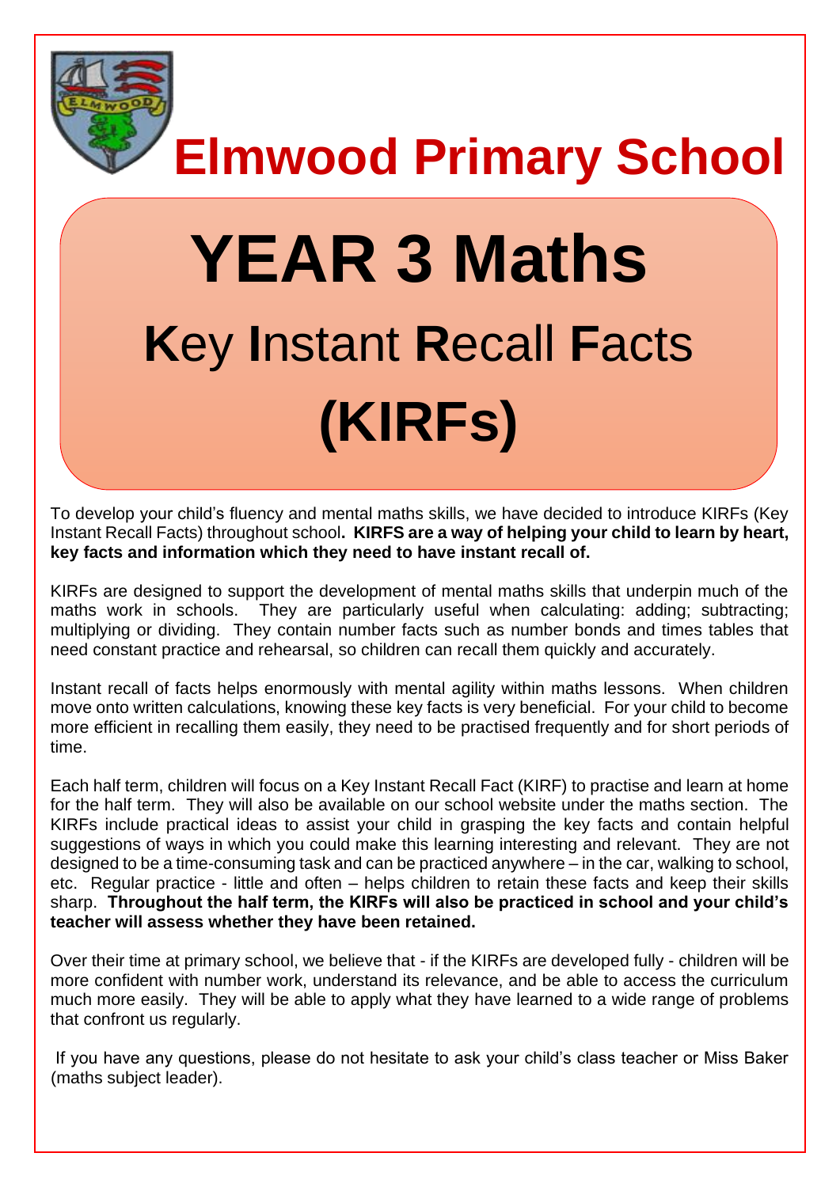# Elmwood Primary School

# YEAR 3 Maths

## **K**ey **I**nstant **R**ecall **F**acts

## (KIRFs)

To develop your child's fluency and mental maths skills, we have decided to introduce KIRFs (Key Instant Recall Facts) throughout school**. KIRFS are a way of helping your child to learn by heart, key facts and information which they need to have instant recall of.**

KIRFs are designed to support the development of mental maths skills that underpin much of the maths work in schools. They are particularly useful when calculating: adding; subtracting; multiplying or dividing. They contain number facts such as number bonds and times tables that need constant practice and rehearsal, so children can recall them quickly and accurately.

Instant recall of facts helps enormously with mental agility within maths lessons. When children move onto written calculations, knowing these key facts is very beneficial. For your child to become more efficient in recalling them easily, they need to be practised frequently and for short periods of time.

Each half term, children will focus on a Key Instant Recall Fact (KIRF) to practise and learn at home for the half term. They will also be available on our school website under the maths section. The KIRFs include practical ideas to assist your child in grasping the key facts and contain helpful suggestions of ways in which you could make this learning interesting and relevant. They are not designed to be a time-consuming task and can be practiced anywhere – in the car, walking to school, etc. Regular practice - little and often – helps children to retain these facts and keep their skills sharp. **Throughout the half term, the KIRFs will also be practiced in school and your child's teacher will assess whether they have been retained.**

Over their time at primary school, we believe that - if the KIRFs are developed fully - children will be more confident with number work, understand its relevance, and be able to access the curriculum much more easily. They will be able to apply what they have learned to a wide range of problems that confront us regularly.

If you have any questions, please do not hesitate to ask your child's class teacher or Miss Baker (maths subject leader).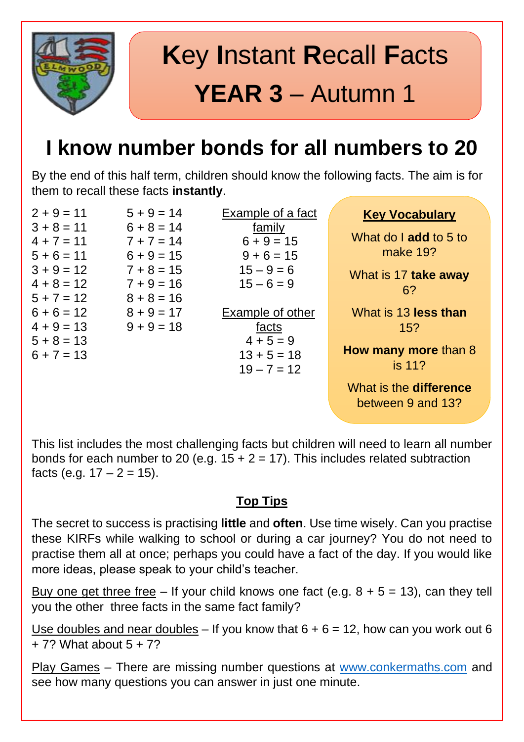# Key Instant Recall Facts

## YEAR 3 – Autumn 1

## I know number bonds for all numbers to 20

By the end of this half term, children should know the following facts. The aim is for them to recall these facts **instantly**.

2 + 9 = 11
3 + 8 = 11
4 + 7 = 11
5 + 6 = 11
3 + 9 = 12
4 + 8 = 12
5 + 7 = 12
6 + 6 = 12
4 + 9 = 13
5 + 8 = 13
6 + 7 = 13

5 + 9 = 14
6 + 8 = 14
7 + 7 = 14
6 + 9 = 15
7 + 8 = 15
7 + 9 = 16
8 + 8 = 16
8 + 9 = 17
9 + 9 = 18

Example of a fact family

6 + 9 = 15
9 + 6 = 15
15 – 9 = 6
15 – 6 = 9

Example of other facts

4 + 5 = 9
13 + 5 = 18
19 – 7 = 12

**Key Vocabulary**

What do I **add** to 5 to make 19?

What is 17 **take away** 6?

What is 13 **less than** 15?

**How many more** than 8 is 11?

What is the **difference** between 9 and 13?

This list includes the most challenging facts but children will need to learn all number bonds for each number to 20 (e.g. 15 + 2 = 17). This includes related subtraction facts (e.g. 17 – 2 = 15).

**Top Tips**

The secret to success is practising **little** and **often**. Use time wisely. Can you practise these KIRFs while walking to school or during a car journey? You do not need to practise them all at once; perhaps you could have a fact of the day. If you would like more ideas, please speak to your child's teacher.

Buy one get three free – If your child knows one fact (e.g. 8 + 5 = 13), can they tell you the other three facts in the same fact family?

Use doubles and near doubles – If you know that 6 + 6 = 12, how can you work out 6 + 7? What about 5 + 7?

Play Games – There are missing number questions at www.conkermaths.com and see how many questions you can answer in just one minute.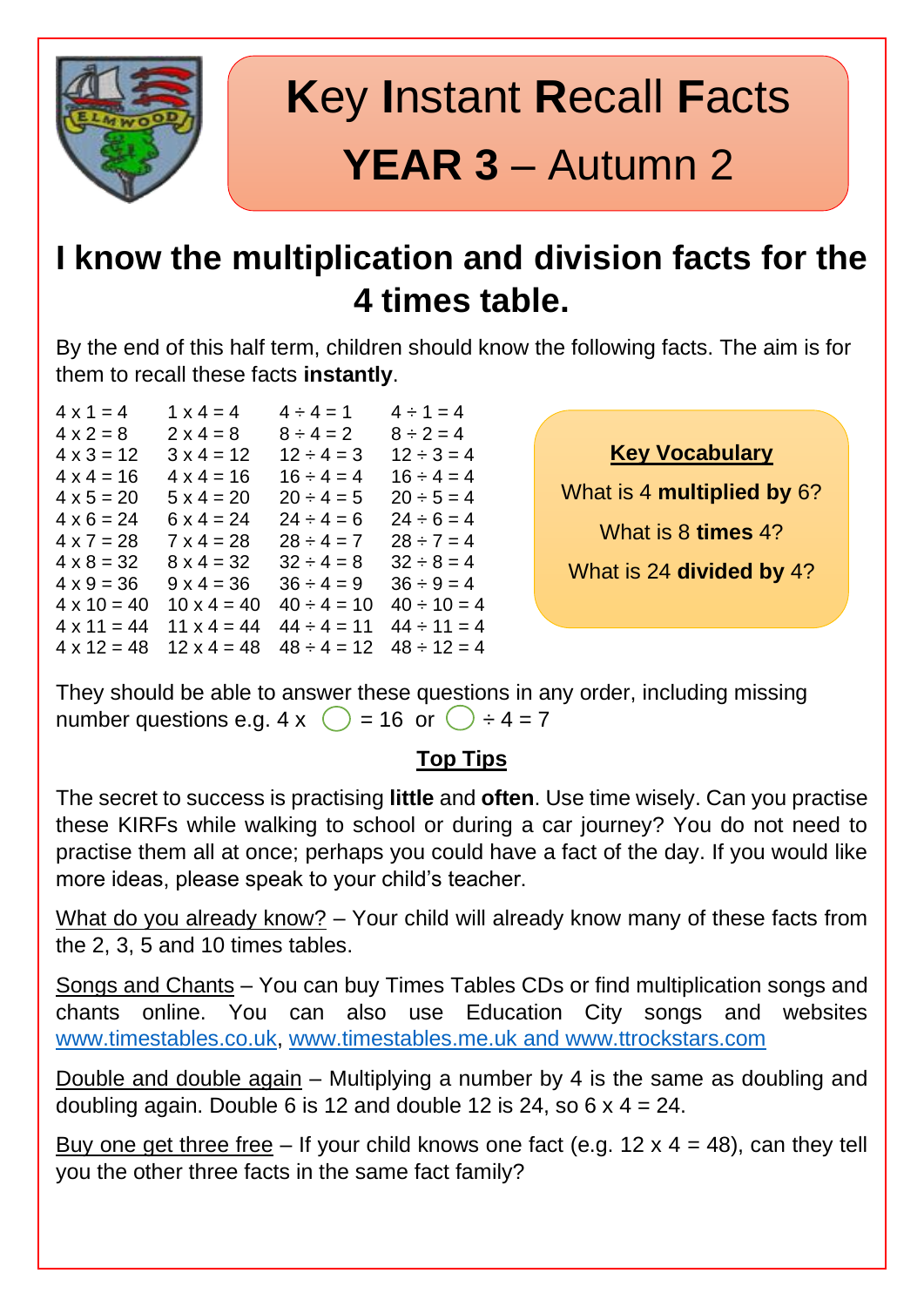# **K**ey **I**nstant **R**ecall **F**acts

# **YEAR 3** – Autumn 2

## I know the multiplication and division facts for the 4 times table.

By the end of this half term, children should know the following facts. The aim is for them to recall these facts **instantly**.

| | | | |
|---|---|---|---|
| 4 x 1 = 4 | 1 x 4 = 4 | 4 ÷ 4 = 1 | 4 ÷ 1 = 4 |
| 4 x 2 = 8 | 2 x 4 = 8 | 8 ÷ 4 = 2 | 8 ÷ 2 = 4 |
| 4 x 3 = 12 | 3 x 4 = 12 | 12 ÷ 4 = 3 | 12 ÷ 3 = 4 |
| 4 x 4 = 16 | 4 x 4 = 16 | 16 ÷ 4 = 4 | 16 ÷ 4 = 4 |
| 4 x 5 = 20 | 5 x 4 = 20 | 20 ÷ 4 = 5 | 20 ÷ 5 = 4 |
| 4 x 6 = 24 | 6 x 4 = 24 | 24 ÷ 4 = 6 | 24 ÷ 6 = 4 |
| 4 x 7 = 28 | 7 x 4 = 28 | 28 ÷ 4 = 7 | 28 ÷ 7 = 4 |
| 4 x 8 = 32 | 8 x 4 = 32 | 32 ÷ 4 = 8 | 32 ÷ 8 = 4 |
| 4 x 9 = 36 | 9 x 4 = 36 | 36 ÷ 4 = 9 | 36 ÷ 9 = 4 |
| 4 x 10 = 40 | 10 x 4 = 40 | 40 ÷ 4 = 10 | 40 ÷ 10 = 4 |
| 4 x 11 = 44 | 11 x 4 = 44 | 44 ÷ 4 = 11 | 44 ÷ 11 = 4 |
| 4 x 12 = 48 | 12 x 4 = 48 | 48 ÷ 4 = 12 | 48 ÷ 12 = 4 |

**Key Vocabulary**

What is 4 **multiplied by** 6?

What is 8 **times** 4?

What is 24 **divided by** 4?

They should be able to answer these questions in any order, including missing number questions e.g. 4 x ◯ = 16 or ◯ ÷ 4 = 7

**Top Tips**

The secret to success is practising **little** and **often**. Use time wisely. Can you practise these KIRFs while walking to school or during a car journey? You do not need to practise them all at once; perhaps you could have a fact of the day. If you would like more ideas, please speak to your child's teacher.

What do you already know? – Your child will already know many of these facts from the 2, 3, 5 and 10 times tables.

Songs and Chants – You can buy Times Tables CDs or find multiplication songs and chants online. You can also use Education City songs and websites www.timestables.co.uk, www.timestables.me.uk and www.ttrockstars.com

Double and double again – Multiplying a number by 4 is the same as doubling and doubling again. Double 6 is 12 and double 12 is 24, so 6 x 4 = 24.

Buy one get three free – If your child knows one fact (e.g. 12 x 4 = 48), can they tell you the other three facts in the same fact family?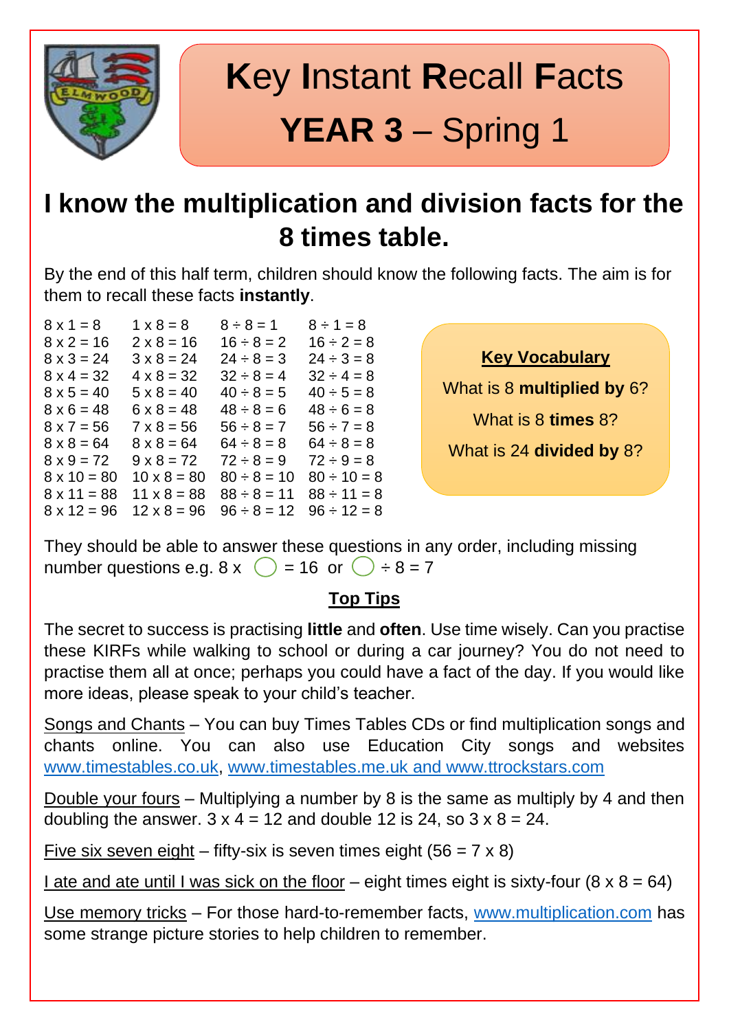# **K**ey **I**nstant **R**ecall **F**acts

## **YEAR 3** – Spring 1

## I know the multiplication and division facts for the 8 times table.

By the end of this half term, children should know the following facts. The aim is for them to recall these facts **instantly**.

| | | | |
|---|---|---|---|
| 8 x 1 = 8 | 1 x 8 = 8 | 8 ÷ 8 = 1 | 8 ÷ 1 = 8 |
| 8 x 2 = 16 | 2 x 8 = 16 | 16 ÷ 8 = 2 | 16 ÷ 2 = 8 |
| 8 x 3 = 24 | 3 x 8 = 24 | 24 ÷ 8 = 3 | 24 ÷ 3 = 8 |
| 8 x 4 = 32 | 4 x 8 = 32 | 32 ÷ 8 = 4 | 32 ÷ 4 = 8 |
| 8 x 5 = 40 | 5 x 8 = 40 | 40 ÷ 8 = 5 | 40 ÷ 5 = 8 |
| 8 x 6 = 48 | 6 x 8 = 48 | 48 ÷ 8 = 6 | 48 ÷ 6 = 8 |
| 8 x 7 = 56 | 7 x 8 = 56 | 56 ÷ 8 = 7 | 56 ÷ 7 = 8 |
| 8 x 8 = 64 | 8 x 8 = 64 | 64 ÷ 8 = 8 | 64 ÷ 8 = 8 |
| 8 x 9 = 72 | 9 x 8 = 72 | 72 ÷ 8 = 9 | 72 ÷ 9 = 8 |
| 8 x 10 = 80 | 10 x 8 = 80 | 80 ÷ 8 = 10 | 80 ÷ 10 = 8 |
| 8 x 11 = 88 | 11 x 8 = 88 | 88 ÷ 8 = 11 | 88 ÷ 11 = 8 |
| 8 x 12 = 96 | 12 x 8 = 96 | 96 ÷ 8 = 12 | 96 ÷ 12 = 8 |

**Key Vocabulary**

What is 8 **multiplied by** 6?

What is 8 **times** 8?

What is 24 **divided by** 8?

They should be able to answer these questions in any order, including missing number questions e.g. 8 x ◯ = 16 or ◯ ÷ 8 = 7

**Top Tips**

The secret to success is practising **little** and **often**. Use time wisely. Can you practise these KIRFs while walking to school or during a car journey? You do not need to practise them all at once; perhaps you could have a fact of the day. If you would like more ideas, please speak to your child's teacher.

Songs and Chants – You can buy Times Tables CDs or find multiplication songs and chants online. You can also use Education City songs and websites www.timestables.co.uk, www.timestables.me.uk and www.ttrockstars.com

Double your fours – Multiplying a number by 8 is the same as multiply by 4 and then doubling the answer. 3 x 4 = 12 and double 12 is 24, so 3 x 8 = 24.

Five six seven eight – fifty-six is seven times eight (56 = 7 x 8)

I ate and ate until I was sick on the floor – eight times eight is sixty-four (8 x 8 = 64)

Use memory tricks – For those hard-to-remember facts, www.multiplication.com has some strange picture stories to help children to remember.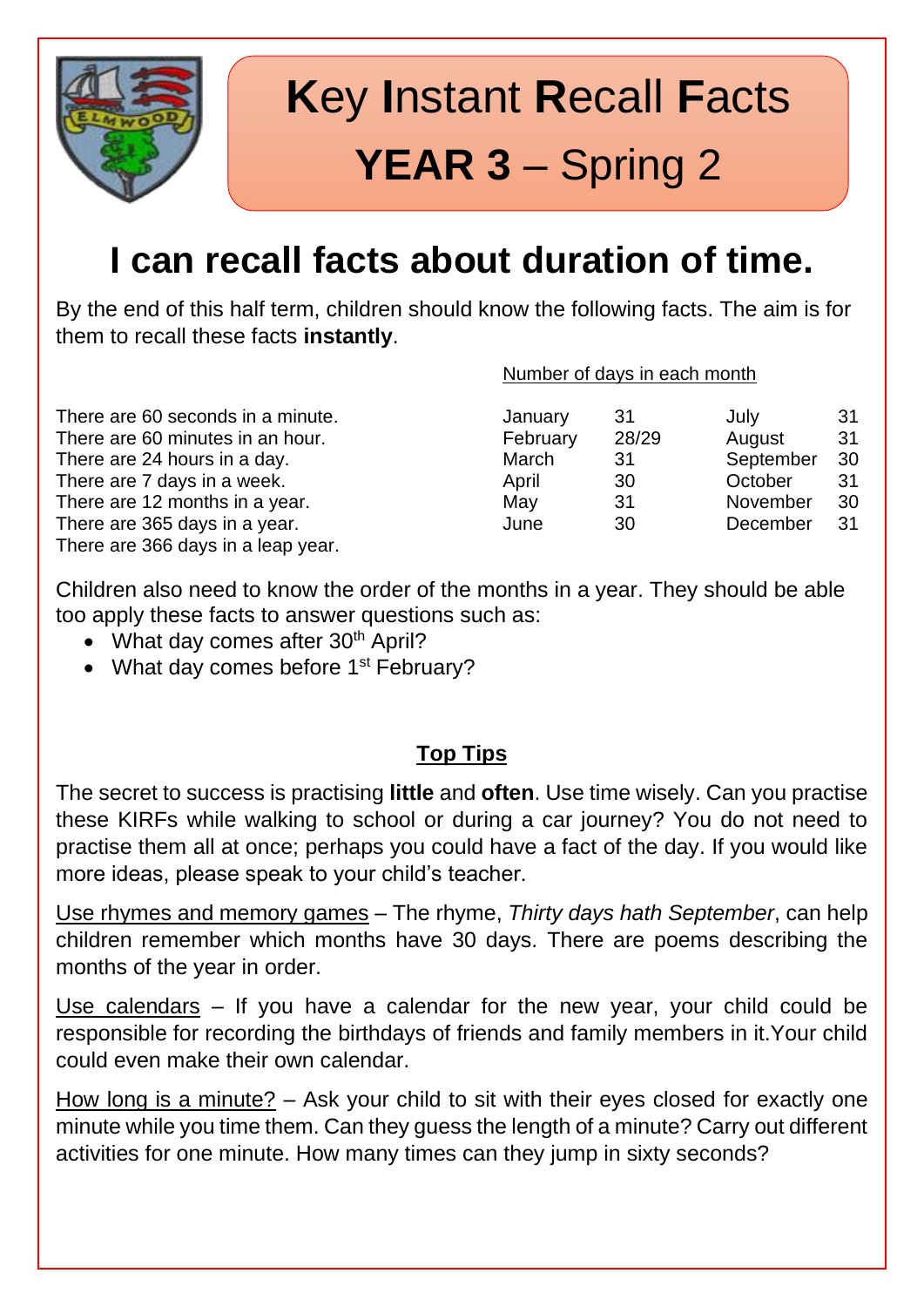# **K**ey **I**nstant **R**ecall **F**acts

## **YEAR 3** – Spring 2

## I can recall facts about duration of time.

By the end of this half term, children should know the following facts. The aim is for them to recall these facts **instantly**.

There are 60 seconds in a minute.
There are 60 minutes in an hour.
There are 24 hours in a day.
There are 7 days in a week.
There are 12 months in a year.
There are 365 days in a year.
There are 366 days in a leap year.

Number of days in each month

| | | | |
|---|---|---|---|
| January | 31 | July | 31 |
| February | 28/29 | August | 31 |
| March | 31 | September | 30 |
| April | 30 | October | 31 |
| May | 31 | November | 30 |
| June | 30 | December | 31 |

Children also need to know the order of the months in a year. They should be able too apply these facts to answer questions such as:

- What day comes after 30th April?
- What day comes before 1st February?

### Top Tips

The secret to success is practising **little** and **often**. Use time wisely. Can you practise these KIRFs while walking to school or during a car journey? You do not need to practise them all at once; perhaps you could have a fact of the day. If you would like more ideas, please speak to your child's teacher.

Use rhymes and memory games – The rhyme, *Thirty days hath September*, can help children remember which months have 30 days. There are poems describing the months of the year in order.

Use calendars – If you have a calendar for the new year, your child could be responsible for recording the birthdays of friends and family members in it.Your child could even make their own calendar.

How long is a minute? – Ask your child to sit with their eyes closed for exactly one minute while you time them. Can they guess the length of a minute? Carry out different activities for one minute. How many times can they jump in sixty seconds?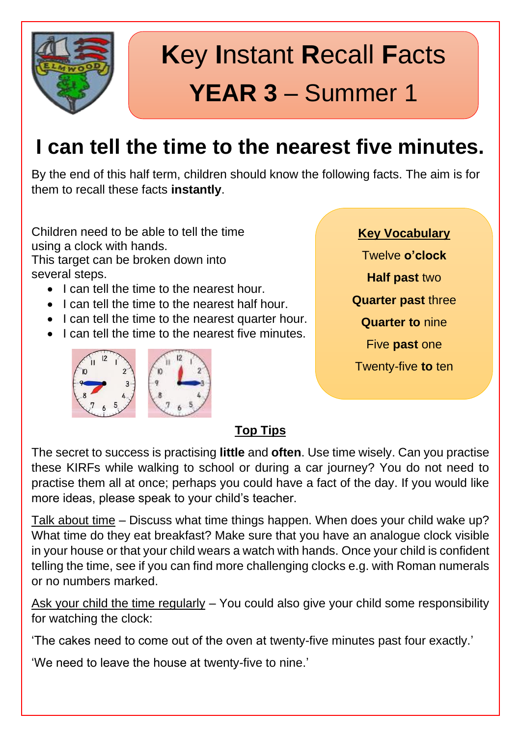# Key Instant Recall Facts

## YEAR 3 – Summer 1

## I can tell the time to the nearest five minutes.

By the end of this half term, children should know the following facts. The aim is for them to recall these facts **instantly**.

Children need to be able to tell the time using a clock with hands.
This target can be broken down into several steps.

- I can tell the time to the nearest hour.
- I can tell the time to the nearest half hour.
- I can tell the time to the nearest quarter hour.
- I can tell the time to the nearest five minutes.

**Key Vocabulary**

Twelve **o'clock**

**Half past** two

**Quarter past** three

**Quarter to** nine

Five **past** one

Twenty-five **to** ten

**Top Tips**

The secret to success is practising **little** and **often**. Use time wisely. Can you practise these KIRFs while walking to school or during a car journey? You do not need to practise them all at once; perhaps you could have a fact of the day. If you would like more ideas, please speak to your child's teacher.

Talk about time – Discuss what time things happen. When does your child wake up? What time do they eat breakfast? Make sure that you have an analogue clock visible in your house or that your child wears a watch with hands. Once your child is confident telling the time, see if you can find more challenging clocks e.g. with Roman numerals or no numbers marked.

Ask your child the time regularly – You could also give your child some responsibility for watching the clock:

'The cakes need to come out of the oven at twenty-five minutes past four exactly.'

'We need to leave the house at twenty-five to nine.'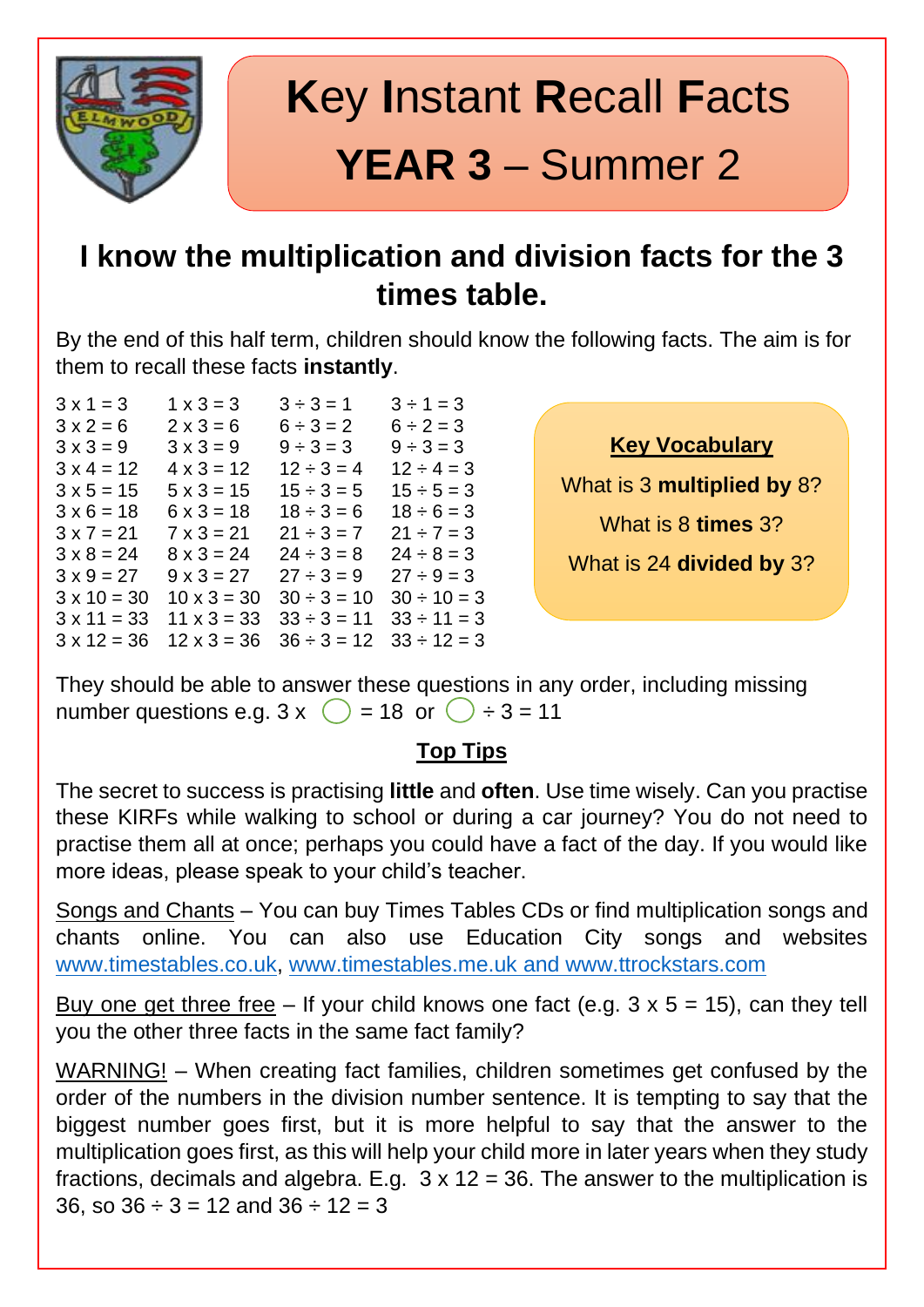# **K**ey **I**nstant **R**ecall **F**acts

# **YEAR 3** – Summer 2

## I know the multiplication and division facts for the 3 times table.

By the end of this half term, children should know the following facts. The aim is for them to recall these facts **instantly**.

| | | | |
|---|---|---|---|
| 3 x 1 = 3 | 1 x 3 = 3 | 3 ÷ 3 = 1 | 3 ÷ 1 = 3 |
| 3 x 2 = 6 | 2 x 3 = 6 | 6 ÷ 3 = 2 | 6 ÷ 2 = 3 |
| 3 x 3 = 9 | 3 x 3 = 9 | 9 ÷ 3 = 3 | 9 ÷ 3 = 3 |
| 3 x 4 = 12 | 4 x 3 = 12 | 12 ÷ 3 = 4 | 12 ÷ 4 = 3 |
| 3 x 5 = 15 | 5 x 3 = 15 | 15 ÷ 3 = 5 | 15 ÷ 5 = 3 |
| 3 x 6 = 18 | 6 x 3 = 18 | 18 ÷ 3 = 6 | 18 ÷ 6 = 3 |
| 3 x 7 = 21 | 7 x 3 = 21 | 21 ÷ 3 = 7 | 21 ÷ 7 = 3 |
| 3 x 8 = 24 | 8 x 3 = 24 | 24 ÷ 3 = 8 | 24 ÷ 8 = 3 |
| 3 x 9 = 27 | 9 x 3 = 27 | 27 ÷ 3 = 9 | 27 ÷ 9 = 3 |
| 3 x 10 = 30 | 10 x 3 = 30 | 30 ÷ 3 = 10 | 30 ÷ 10 = 3 |
| 3 x 11 = 33 | 11 x 3 = 33 | 33 ÷ 3 = 11 | 33 ÷ 11 = 3 |
| 3 x 12 = 36 | 12 x 3 = 36 | 36 ÷ 3 = 12 | 33 ÷ 12 = 3 |

**Key Vocabulary**

What is 3 **multiplied by** 8?

What is 8 **times** 3?

What is 24 **divided by** 3?

They should be able to answer these questions in any order, including missing number questions e.g. 3 x ◯ = 18 or ◯ ÷ 3 = 11

### Top Tips

The secret to success is practising **little** and **often**. Use time wisely. Can you practise these KIRFs while walking to school or during a car journey? You do not need to practise them all at once; perhaps you could have a fact of the day. If you would like more ideas, please speak to your child's teacher.

Songs and Chants – You can buy Times Tables CDs or find multiplication songs and chants online. You can also use Education City songs and websites www.timestables.co.uk, www.timestables.me.uk and www.ttrockstars.com

Buy one get three free – If your child knows one fact (e.g. 3 x 5 = 15), can they tell you the other three facts in the same fact family?

WARNING! – When creating fact families, children sometimes get confused by the order of the numbers in the division number sentence. It is tempting to say that the biggest number goes first, but it is more helpful to say that the answer to the multiplication goes first, as this will help your child more in later years when they study fractions, decimals and algebra. E.g. 3 x 12 = 36. The answer to the multiplication is 36, so 36 ÷ 3 = 12 and 36 ÷ 12 = 3